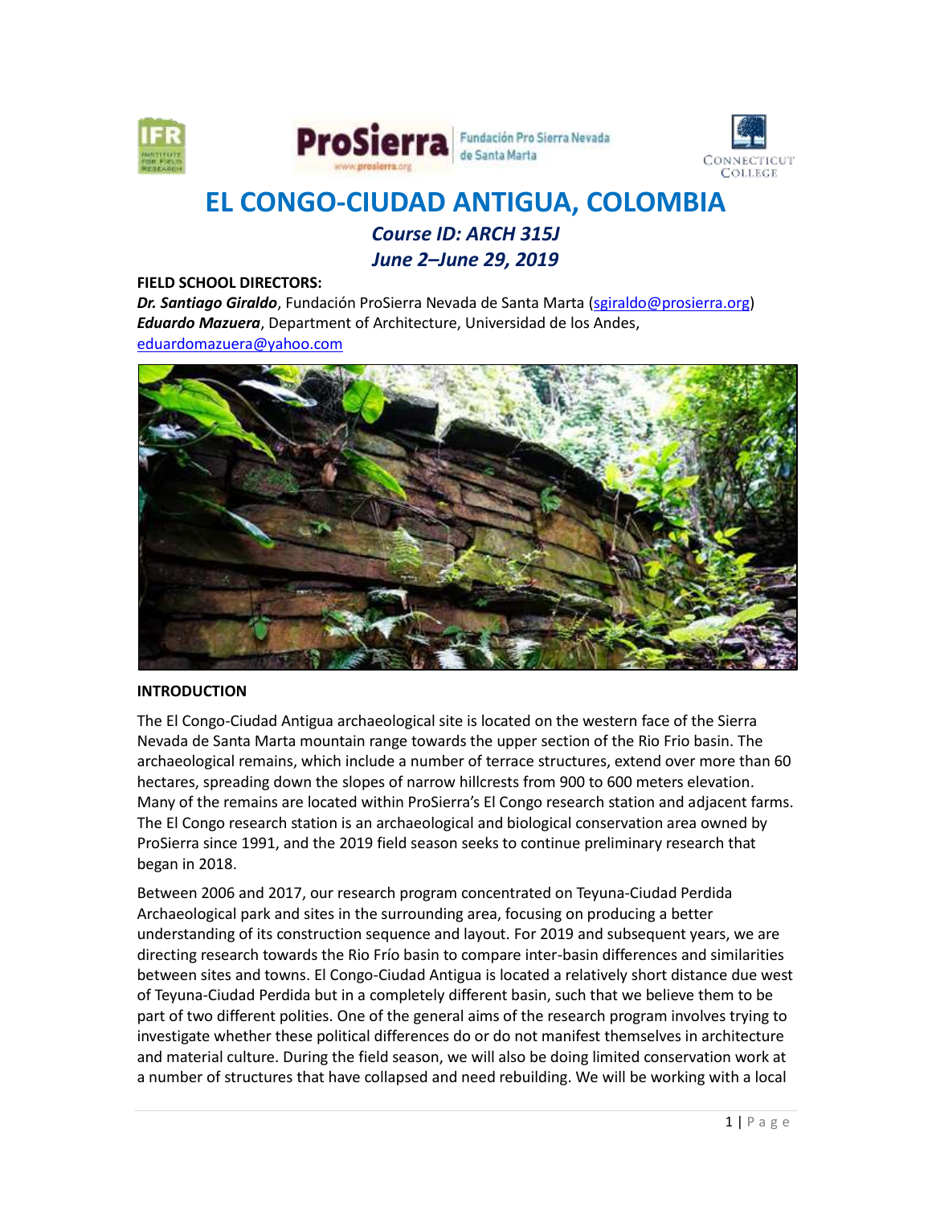# EL CONGO-CIUDAD ANTIGUA, COLOMBIA

***Course ID: ARCH 315J***

***June 2–June 29, 2019***

**FIELD SCHOOL DIRECTORS:**

***Dr. Santiago Giraldo***, Fundación ProSierra Nevada de Santa Marta (sgiraldo@prosierra.org)
***Eduardo Mazuera***, Department of Architecture, Universidad de los Andes, eduardomazuera@yahoo.com

## INTRODUCTION

The El Congo-Ciudad Antigua archaeological site is located on the western face of the Sierra Nevada de Santa Marta mountain range towards the upper section of the Rio Frio basin. The archaeological remains, which include a number of terrace structures, extend over more than 60 hectares, spreading down the slopes of narrow hillcrests from 900 to 600 meters elevation. Many of the remains are located within ProSierra's El Congo research station and adjacent farms. The El Congo research station is an archaeological and biological conservation area owned by ProSierra since 1991, and the 2019 field season seeks to continue preliminary research that began in 2018.

Between 2006 and 2017, our research program concentrated on Teyuna-Ciudad Perdida Archaeological park and sites in the surrounding area, focusing on producing a better understanding of its construction sequence and layout. For 2019 and subsequent years, we are directing research towards the Rio Frío basin to compare inter-basin differences and similarities between sites and towns. El Congo-Ciudad Antigua is located a relatively short distance due west of Teyuna-Ciudad Perdida but in a completely different basin, such that we believe them to be part of two different polities. One of the general aims of the research program involves trying to investigate whether these political differences do or do not manifest themselves in architecture and material culture. During the field season, we will also be doing limited conservation work at a number of structures that have collapsed and need rebuilding. We will be working with a local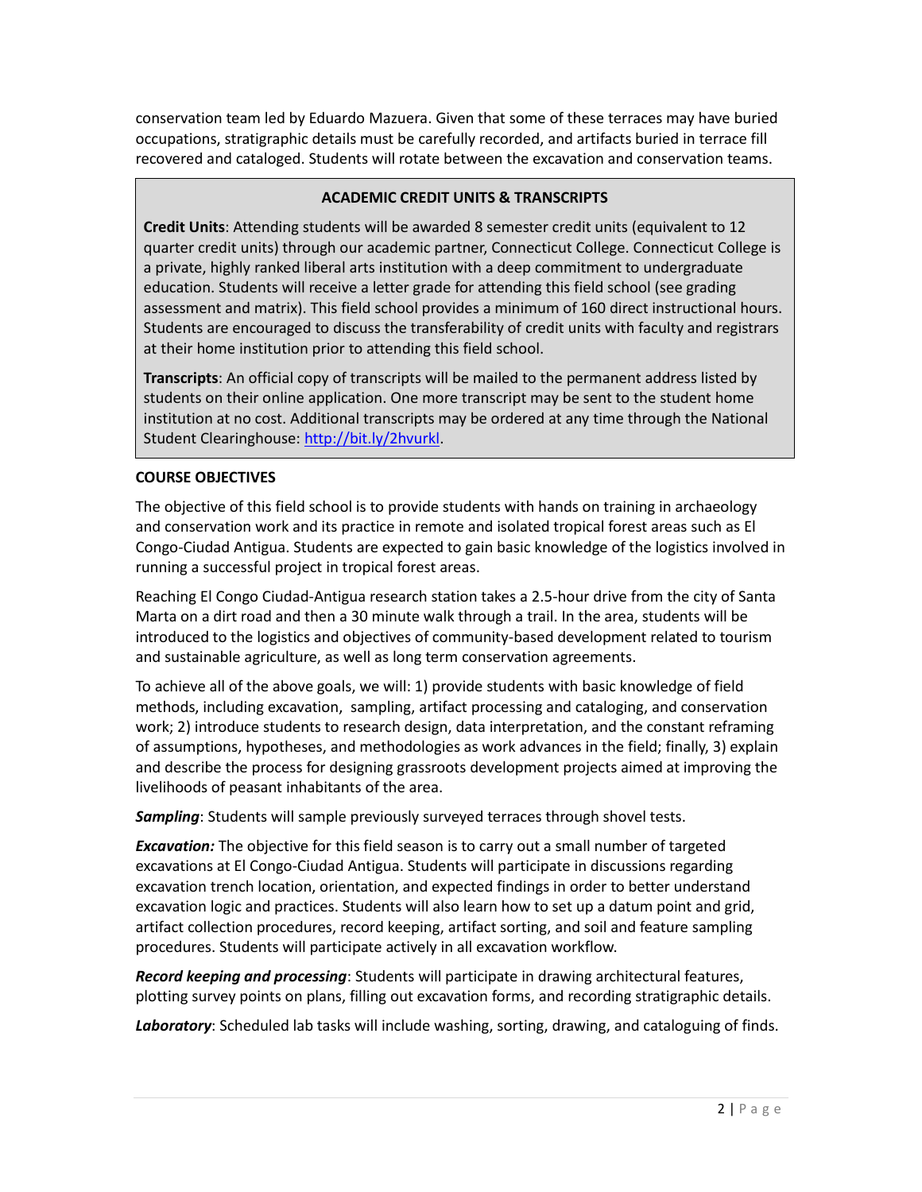conservation team led by Eduardo Mazuera. Given that some of these terraces may have buried occupations, stratigraphic details must be carefully recorded, and artifacts buried in terrace fill recovered and cataloged. Students will rotate between the excavation and conservation teams.

### ACADEMIC CREDIT UNITS & TRANSCRIPTS

**Credit Units**: Attending students will be awarded 8 semester credit units (equivalent to 12 quarter credit units) through our academic partner, Connecticut College. Connecticut College is a private, highly ranked liberal arts institution with a deep commitment to undergraduate education. Students will receive a letter grade for attending this field school (see grading assessment and matrix). This field school provides a minimum of 160 direct instructional hours. Students are encouraged to discuss the transferability of credit units with faculty and registrars at their home institution prior to attending this field school.

**Transcripts**: An official copy of transcripts will be mailed to the permanent address listed by students on their online application. One more transcript may be sent to the student home institution at no cost. Additional transcripts may be ordered at any time through the National Student Clearinghouse: http://bit.ly/2hvurkl.

### COURSE OBJECTIVES

The objective of this field school is to provide students with hands on training in archaeology and conservation work and its practice in remote and isolated tropical forest areas such as El Congo-Ciudad Antigua. Students are expected to gain basic knowledge of the logistics involved in running a successful project in tropical forest areas.

Reaching El Congo Ciudad-Antigua research station takes a 2.5-hour drive from the city of Santa Marta on a dirt road and then a 30 minute walk through a trail. In the area, students will be introduced to the logistics and objectives of community-based development related to tourism and sustainable agriculture, as well as long term conservation agreements.

To achieve all of the above goals, we will: 1) provide students with basic knowledge of field methods, including excavation, sampling, artifact processing and cataloging, and conservation work; 2) introduce students to research design, data interpretation, and the constant reframing of assumptions, hypotheses, and methodologies as work advances in the field; finally, 3) explain and describe the process for designing grassroots development projects aimed at improving the livelihoods of peasant inhabitants of the area.

***Sampling***: Students will sample previously surveyed terraces through shovel tests.

***Excavation:*** The objective for this field season is to carry out a small number of targeted excavations at El Congo-Ciudad Antigua. Students will participate in discussions regarding excavation trench location, orientation, and expected findings in order to better understand excavation logic and practices. Students will also learn how to set up a datum point and grid, artifact collection procedures, record keeping, artifact sorting, and soil and feature sampling procedures. Students will participate actively in all excavation workflow.

***Record keeping and processing***: Students will participate in drawing architectural features, plotting survey points on plans, filling out excavation forms, and recording stratigraphic details.

***Laboratory***: Scheduled lab tasks will include washing, sorting, drawing, and cataloguing of finds.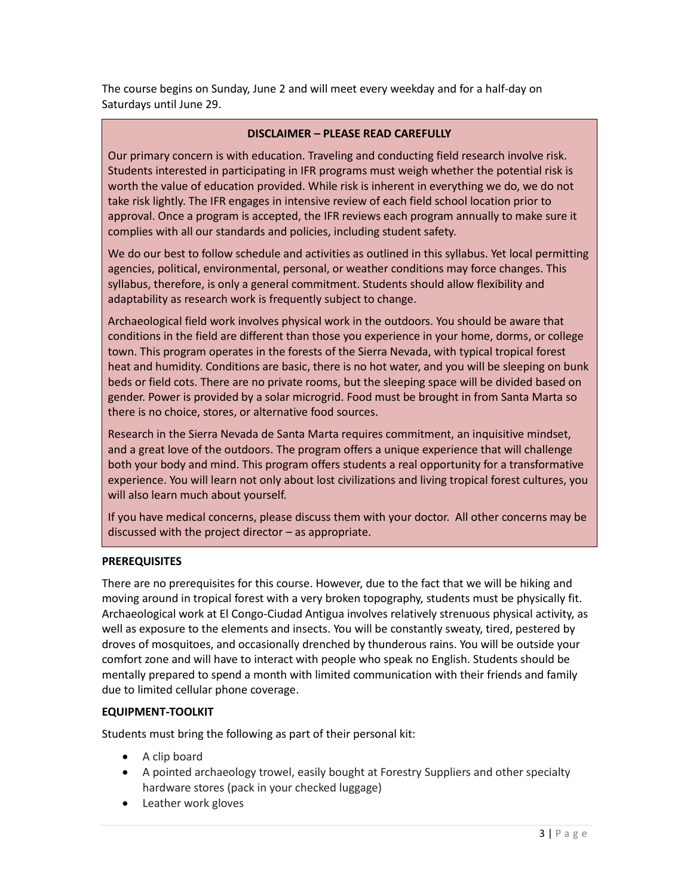The course begins on Sunday, June 2 and will meet every weekday and for a half-day on Saturdays until June 29.

**DISCLAIMER – PLEASE READ CAREFULLY**

Our primary concern is with education. Traveling and conducting field research involve risk. Students interested in participating in IFR programs must weigh whether the potential risk is worth the value of education provided. While risk is inherent in everything we do, we do not take risk lightly. The IFR engages in intensive review of each field school location prior to approval. Once a program is accepted, the IFR reviews each program annually to make sure it complies with all our standards and policies, including student safety.

We do our best to follow schedule and activities as outlined in this syllabus. Yet local permitting agencies, political, environmental, personal, or weather conditions may force changes. This syllabus, therefore, is only a general commitment. Students should allow flexibility and adaptability as research work is frequently subject to change.

Archaeological field work involves physical work in the outdoors. You should be aware that conditions in the field are different than those you experience in your home, dorms, or college town. This program operates in the forests of the Sierra Nevada, with typical tropical forest heat and humidity. Conditions are basic, there is no hot water, and you will be sleeping on bunk beds or field cots. There are no private rooms, but the sleeping space will be divided based on gender. Power is provided by a solar microgrid. Food must be brought in from Santa Marta so there is no choice, stores, or alternative food sources.

Research in the Sierra Nevada de Santa Marta requires commitment, an inquisitive mindset, and a great love of the outdoors. The program offers a unique experience that will challenge both your body and mind. This program offers students a real opportunity for a transformative experience. You will learn not only about lost civilizations and living tropical forest cultures, you will also learn much about yourself.

If you have medical concerns, please discuss them with your doctor. All other concerns may be discussed with the project director – as appropriate.

**PREREQUISITES**

There are no prerequisites for this course. However, due to the fact that we will be hiking and moving around in tropical forest with a very broken topography, students must be physically fit. Archaeological work at El Congo-Ciudad Antigua involves relatively strenuous physical activity, as well as exposure to the elements and insects. You will be constantly sweaty, tired, pestered by droves of mosquitoes, and occasionally drenched by thunderous rains. You will be outside your comfort zone and will have to interact with people who speak no English. Students should be mentally prepared to spend a month with limited communication with their friends and family due to limited cellular phone coverage.

**EQUIPMENT-TOOLKIT**

Students must bring the following as part of their personal kit:

- A clip board
- A pointed archaeology trowel, easily bought at Forestry Suppliers and other specialty hardware stores (pack in your checked luggage)
- Leather work gloves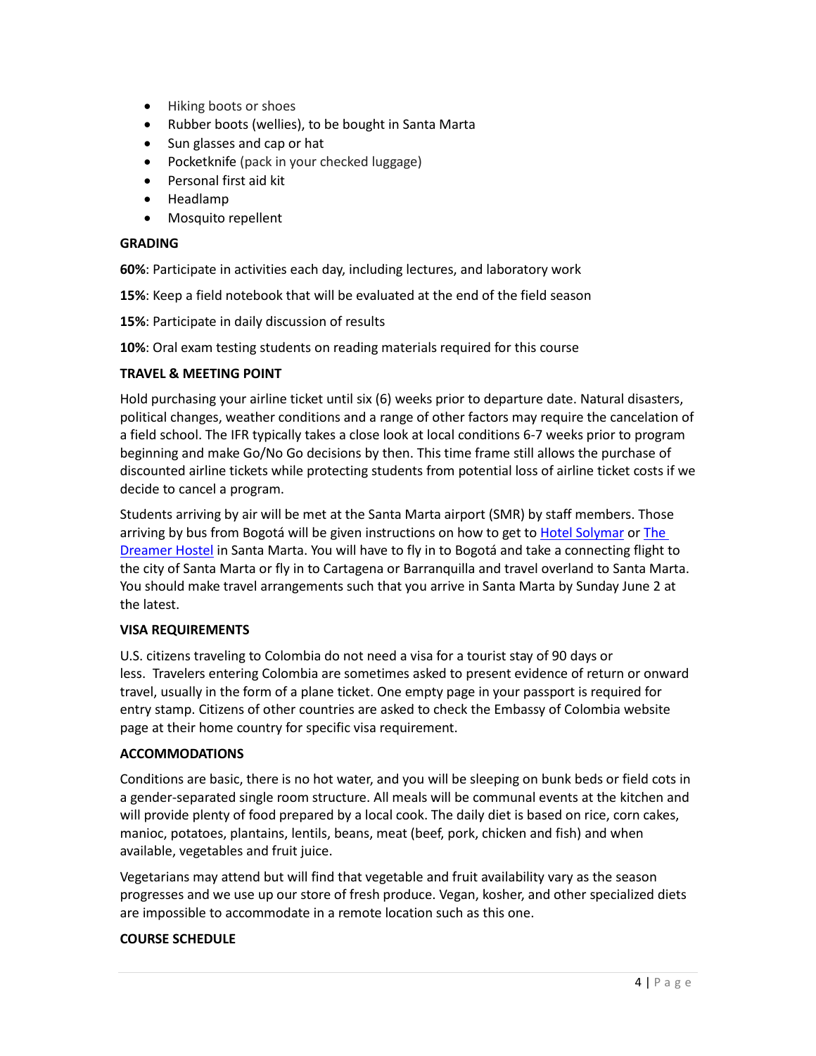- Hiking boots or shoes
- Rubber boots (wellies), to be bought in Santa Marta
- Sun glasses and cap or hat
- Pocketknife (pack in your checked luggage)
- Personal first aid kit
- Headlamp
- Mosquito repellent

**GRADING**

**60%**: Participate in activities each day, including lectures, and laboratory work

**15%**: Keep a field notebook that will be evaluated at the end of the field season

**15%**: Participate in daily discussion of results

**10%**: Oral exam testing students on reading materials required for this course

**TRAVEL & MEETING POINT**

Hold purchasing your airline ticket until six (6) weeks prior to departure date. Natural disasters, political changes, weather conditions and a range of other factors may require the cancelation of a field school. The IFR typically takes a close look at local conditions 6-7 weeks prior to program beginning and make Go/No Go decisions by then. This time frame still allows the purchase of discounted airline tickets while protecting students from potential loss of airline ticket costs if we decide to cancel a program.

Students arriving by air will be met at the Santa Marta airport (SMR) by staff members. Those arriving by bus from Bogotá will be given instructions on how to get to Hotel Solymar or The Dreamer Hostel in Santa Marta. You will have to fly in to Bogotá and take a connecting flight to the city of Santa Marta or fly in to Cartagena or Barranquilla and travel overland to Santa Marta. You should make travel arrangements such that you arrive in Santa Marta by Sunday June 2 at the latest.

**VISA REQUIREMENTS**

U.S. citizens traveling to Colombia do not need a visa for a tourist stay of 90 days or less. Travelers entering Colombia are sometimes asked to present evidence of return or onward travel, usually in the form of a plane ticket. One empty page in your passport is required for entry stamp. Citizens of other countries are asked to check the Embassy of Colombia website page at their home country for specific visa requirement.

**ACCOMMODATIONS**

Conditions are basic, there is no hot water, and you will be sleeping on bunk beds or field cots in a gender-separated single room structure. All meals will be communal events at the kitchen and will provide plenty of food prepared by a local cook. The daily diet is based on rice, corn cakes, manioc, potatoes, plantains, lentils, beans, meat (beef, pork, chicken and fish) and when available, vegetables and fruit juice.

Vegetarians may attend but will find that vegetable and fruit availability vary as the season progresses and we use up our store of fresh produce. Vegan, kosher, and other specialized diets are impossible to accommodate in a remote location such as this one.

**COURSE SCHEDULE**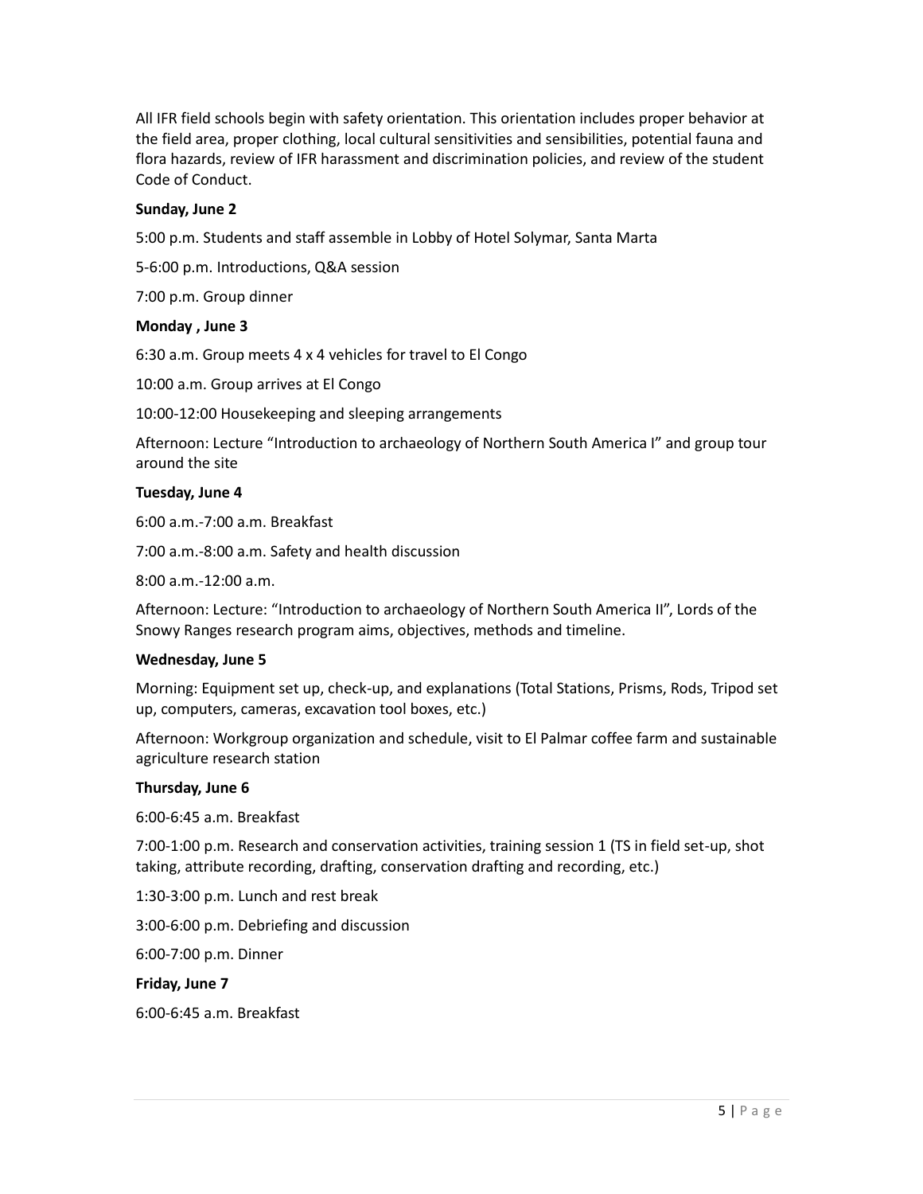All IFR field schools begin with safety orientation. This orientation includes proper behavior at the field area, proper clothing, local cultural sensitivities and sensibilities, potential fauna and flora hazards, review of IFR harassment and discrimination policies, and review of the student Code of Conduct.

**Sunday, June 2**

5:00 p.m. Students and staff assemble in Lobby of Hotel Solymar, Santa Marta

5-6:00 p.m. Introductions, Q&A session

7:00 p.m. Group dinner

**Monday , June 3**

6:30 a.m. Group meets 4 x 4 vehicles for travel to El Congo

10:00 a.m. Group arrives at El Congo

10:00-12:00 Housekeeping and sleeping arrangements

Afternoon: Lecture "Introduction to archaeology of Northern South America I" and group tour around the site

**Tuesday, June 4**

6:00 a.m.-7:00 a.m. Breakfast

7:00 a.m.-8:00 a.m. Safety and health discussion

8:00 a.m.-12:00 a.m.

Afternoon: Lecture: "Introduction to archaeology of Northern South America II", Lords of the Snowy Ranges research program aims, objectives, methods and timeline.

**Wednesday, June 5**

Morning: Equipment set up, check-up, and explanations (Total Stations, Prisms, Rods, Tripod set up, computers, cameras, excavation tool boxes, etc.)

Afternoon: Workgroup organization and schedule, visit to El Palmar coffee farm and sustainable agriculture research station

**Thursday, June 6**

6:00-6:45 a.m. Breakfast

7:00-1:00 p.m. Research and conservation activities, training session 1 (TS in field set-up, shot taking, attribute recording, drafting, conservation drafting and recording, etc.)

1:30-3:00 p.m. Lunch and rest break

3:00-6:00 p.m. Debriefing and discussion

6:00-7:00 p.m. Dinner

**Friday, June 7**

6:00-6:45 a.m. Breakfast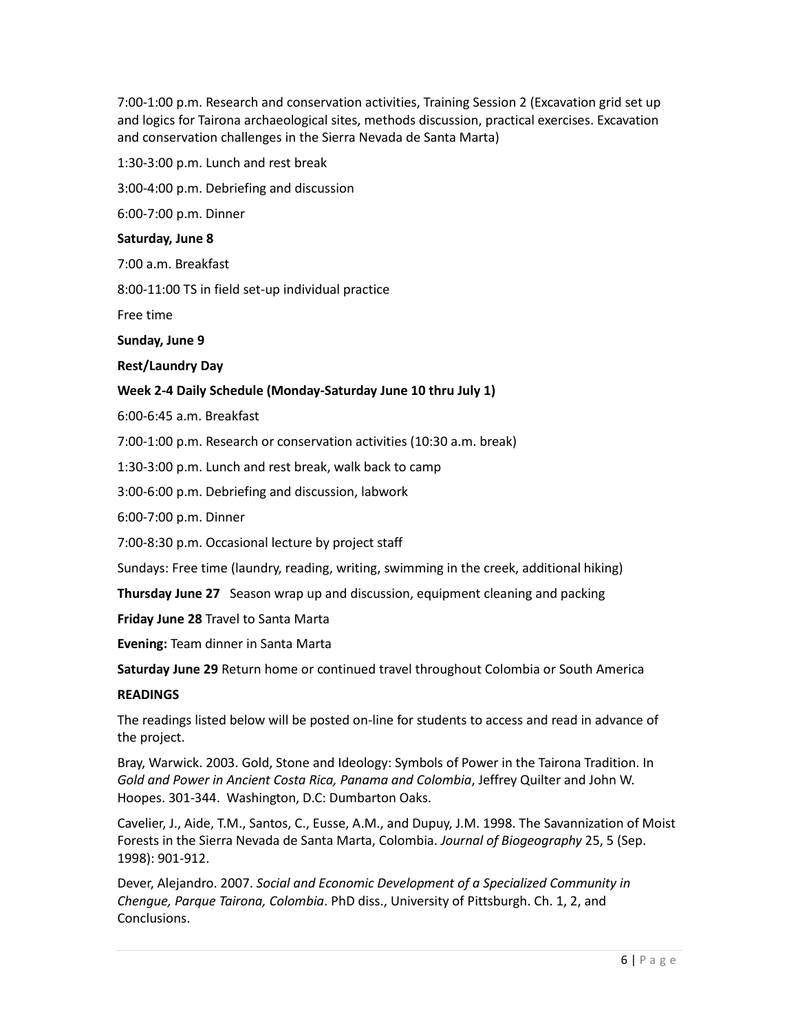7:00-1:00 p.m. Research and conservation activities, Training Session 2 (Excavation grid set up and logics for Tairona archaeological sites, methods discussion, practical exercises. Excavation and conservation challenges in the Sierra Nevada de Santa Marta)

1:30-3:00 p.m. Lunch and rest break

3:00-4:00 p.m. Debriefing and discussion

6:00-7:00 p.m. Dinner

**Saturday, June 8**

7:00 a.m. Breakfast

8:00-11:00 TS in field set-up individual practice

Free time

**Sunday, June 9**

**Rest/Laundry Day**

**Week 2-4 Daily Schedule (Monday-Saturday June 10 thru July 1)**

6:00-6:45 a.m. Breakfast

7:00-1:00 p.m. Research or conservation activities (10:30 a.m. break)

1:30-3:00 p.m. Lunch and rest break, walk back to camp

3:00-6:00 p.m. Debriefing and discussion, labwork

6:00-7:00 p.m. Dinner

7:00-8:30 p.m. Occasional lecture by project staff

Sundays: Free time (laundry, reading, writing, swimming in the creek, additional hiking)

**Thursday June 27** Season wrap up and discussion, equipment cleaning and packing

**Friday June 28** Travel to Santa Marta

**Evening:** Team dinner in Santa Marta

**Saturday June 29** Return home or continued travel throughout Colombia or South America

**READINGS**

The readings listed below will be posted on-line for students to access and read in advance of the project.

Bray, Warwick. 2003. Gold, Stone and Ideology: Symbols of Power in the Tairona Tradition. In *Gold and Power in Ancient Costa Rica, Panama and Colombia*, Jeffrey Quilter and John W. Hoopes. 301-344. Washington, D.C: Dumbarton Oaks.

Cavelier, J., Aide, T.M., Santos, C., Eusse, A.M., and Dupuy, J.M. 1998. The Savannization of Moist Forests in the Sierra Nevada de Santa Marta, Colombia. *Journal of Biogeography* 25, 5 (Sep. 1998): 901-912.

Dever, Alejandro. 2007. *Social and Economic Development of a Specialized Community in Chengue, Parque Tairona, Colombia*. PhD diss., University of Pittsburgh. Ch. 1, 2, and Conclusions.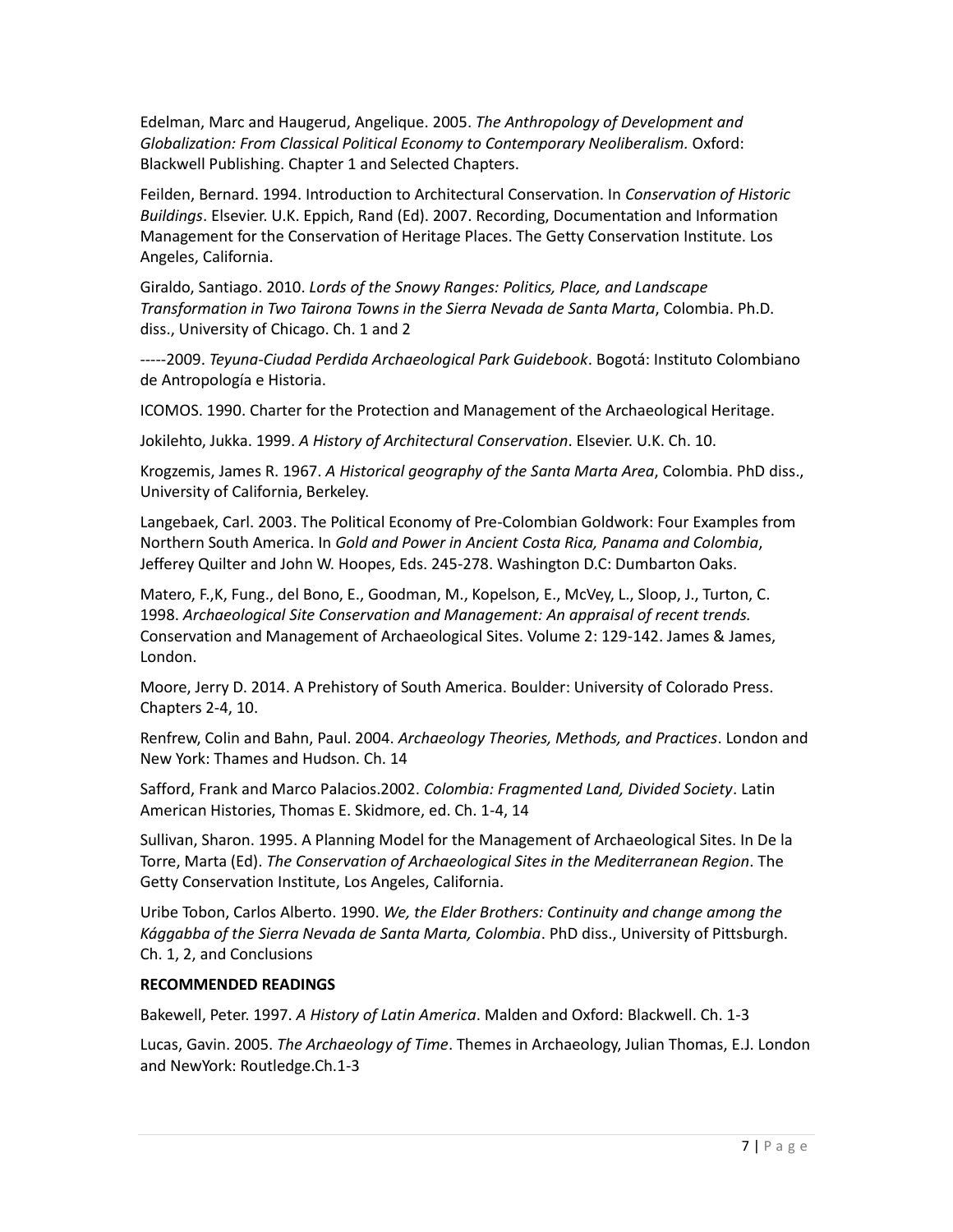Edelman, Marc and Haugerud, Angelique. 2005. *The Anthropology of Development and Globalization: From Classical Political Economy to Contemporary Neoliberalism.* Oxford: Blackwell Publishing. Chapter 1 and Selected Chapters.

Feilden, Bernard. 1994. Introduction to Architectural Conservation. In *Conservation of Historic Buildings*. Elsevier. U.K. Eppich, Rand (Ed). 2007. Recording, Documentation and Information Management for the Conservation of Heritage Places. The Getty Conservation Institute. Los Angeles, California.

Giraldo, Santiago. 2010. *Lords of the Snowy Ranges: Politics, Place, and Landscape Transformation in Two Tairona Towns in the Sierra Nevada de Santa Marta*, Colombia. Ph.D. diss., University of Chicago. Ch. 1 and 2

-----2009. *Teyuna-Ciudad Perdida Archaeological Park Guidebook*. Bogotá: Instituto Colombiano de Antropología e Historia.

ICOMOS. 1990. Charter for the Protection and Management of the Archaeological Heritage.

Jokilehto, Jukka. 1999. *A History of Architectural Conservation*. Elsevier. U.K. Ch. 10.

Krogzemis, James R. 1967. *A Historical geography of the Santa Marta Area*, Colombia. PhD diss., University of California, Berkeley.

Langebaek, Carl. 2003. The Political Economy of Pre-Colombian Goldwork: Four Examples from Northern South America. In *Gold and Power in Ancient Costa Rica, Panama and Colombia*, Jefferey Quilter and John W. Hoopes, Eds. 245-278. Washington D.C: Dumbarton Oaks.

Matero, F.,K, Fung., del Bono, E., Goodman, M., Kopelson, E., McVey, L., Sloop, J., Turton, C. 1998. *Archaeological Site Conservation and Management: An appraisal of recent trends.* Conservation and Management of Archaeological Sites. Volume 2: 129-142. James & James, London.

Moore, Jerry D. 2014. A Prehistory of South America. Boulder: University of Colorado Press. Chapters 2-4, 10.

Renfrew, Colin and Bahn, Paul. 2004. *Archaeology Theories, Methods, and Practices*. London and New York: Thames and Hudson. Ch. 14

Safford, Frank and Marco Palacios.2002. *Colombia: Fragmented Land, Divided Society*. Latin American Histories, Thomas E. Skidmore, ed. Ch. 1-4, 14

Sullivan, Sharon. 1995. A Planning Model for the Management of Archaeological Sites. In De la Torre, Marta (Ed). *The Conservation of Archaeological Sites in the Mediterranean Region*. The Getty Conservation Institute, Los Angeles, California.

Uribe Tobon, Carlos Alberto. 1990. *We, the Elder Brothers: Continuity and change among the Kággabba of the Sierra Nevada de Santa Marta, Colombia*. PhD diss., University of Pittsburgh. Ch. 1, 2, and Conclusions

**RECOMMENDED READINGS**

Bakewell, Peter. 1997. *A History of Latin America*. Malden and Oxford: Blackwell. Ch. 1-3

Lucas, Gavin. 2005. *The Archaeology of Time*. Themes in Archaeology, Julian Thomas, E.J. London and NewYork: Routledge.Ch.1-3